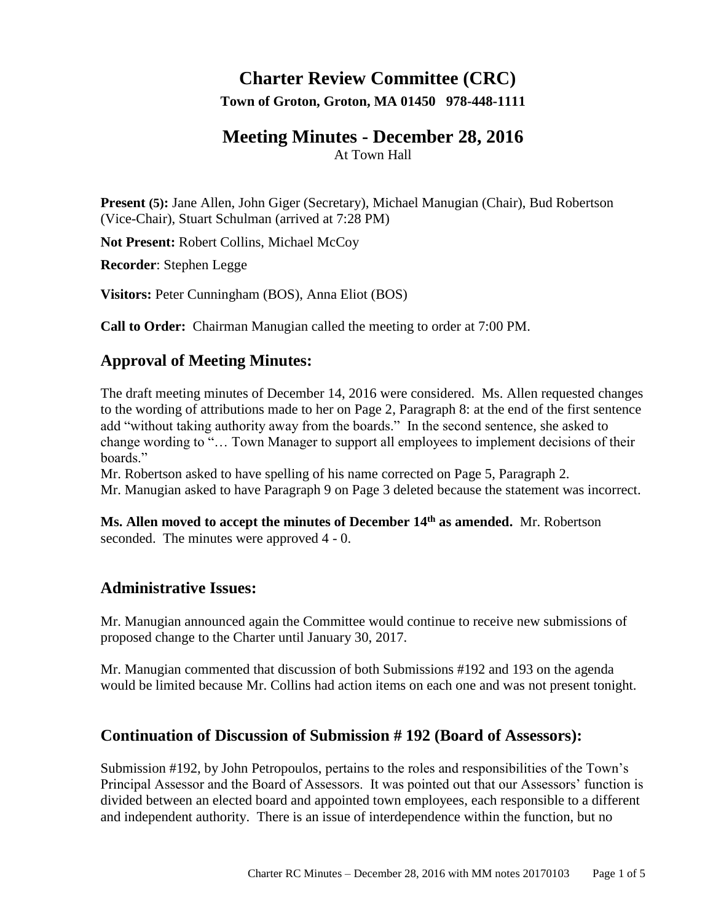# Charter Review Committee (CRC)

**Town of Groton, Groton, MA 01450 978-448-1111**

# Meeting Minutes - December 28, 2016

At Town Hall

**Present (5):** Jane Allen, John Giger (Secretary), Michael Manugian (Chair), Bud Robertson (Vice-Chair), Stuart Schulman (arrived at 7:28 PM)

**Not Present:** Robert Collins, Michael McCoy

**Recorder**: Stephen Legge

**Visitors:** Peter Cunningham (BOS), Anna Eliot (BOS)

**Call to Order:** Chairman Manugian called the meeting to order at 7:00 PM.

## Approval of Meeting Minutes:

The draft meeting minutes of December 14, 2016 were considered. Ms. Allen requested changes to the wording of attributions made to her on Page 2, Paragraph 8: at the end of the first sentence add "without taking authority away from the boards." In the second sentence, she asked to change wording to "… Town Manager to support all employees to implement decisions of their boards."

Mr. Robertson asked to have spelling of his name corrected on Page 5, Paragraph 2.

Mr. Manugian asked to have Paragraph 9 on Page 3 deleted because the statement was incorrect.

**Ms. Allen moved to accept the minutes of December 14th as amended.** Mr. Robertson seconded. The minutes were approved 4 - 0.

## Administrative Issues:

Mr. Manugian announced again the Committee would continue to receive new submissions of proposed change to the Charter until January 30, 2017.

Mr. Manugian commented that discussion of both Submissions #192 and 193 on the agenda would be limited because Mr. Collins had action items on each one and was not present tonight.

## Continuation of Discussion of Submission # 192 (Board of Assessors):

Submission #192, by John Petropoulos, pertains to the roles and responsibilities of the Town's Principal Assessor and the Board of Assessors. It was pointed out that our Assessors' function is divided between an elected board and appointed town employees, each responsible to a different and independent authority. There is an issue of interdependence within the function, but no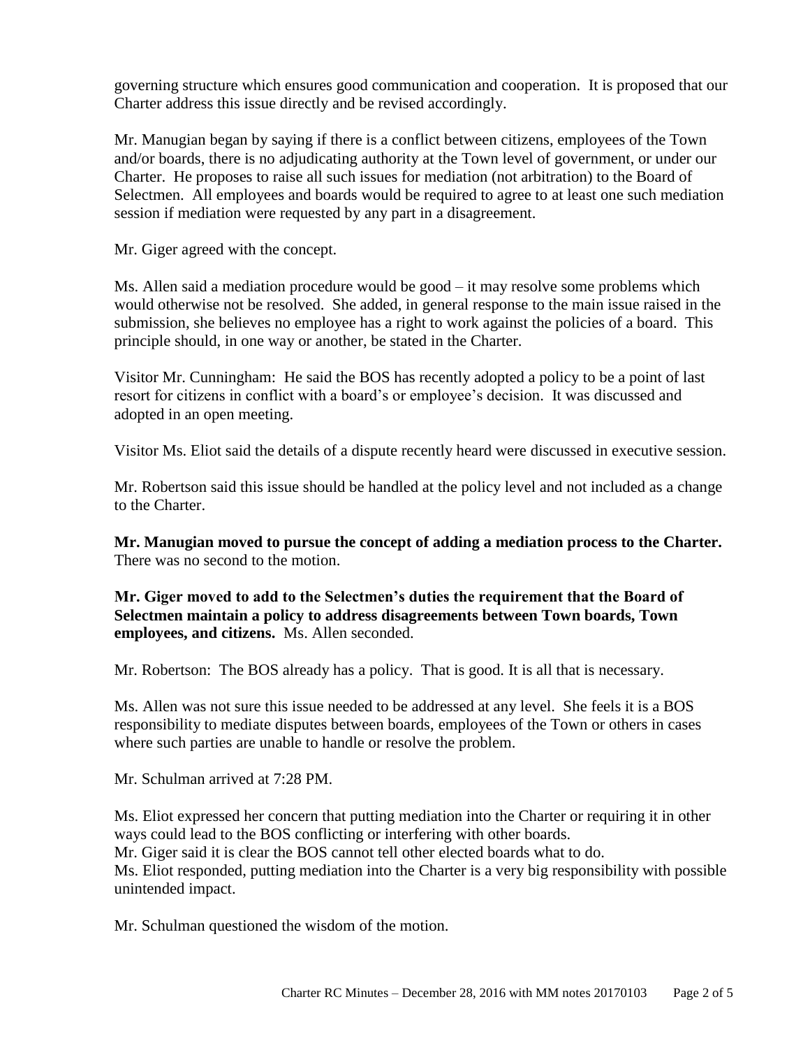governing structure which ensures good communication and cooperation. It is proposed that our Charter address this issue directly and be revised accordingly.

Mr. Manugian began by saying if there is a conflict between citizens, employees of the Town and/or boards, there is no adjudicating authority at the Town level of government, or under our Charter. He proposes to raise all such issues for mediation (not arbitration) to the Board of Selectmen. All employees and boards would be required to agree to at least one such mediation session if mediation were requested by any part in a disagreement.

Mr. Giger agreed with the concept.

Ms. Allen said a mediation procedure would be good – it may resolve some problems which would otherwise not be resolved. She added, in general response to the main issue raised in the submission, she believes no employee has a right to work against the policies of a board. This principle should, in one way or another, be stated in the Charter.

Visitor Mr. Cunningham: He said the BOS has recently adopted a policy to be a point of last resort for citizens in conflict with a board's or employee's decision. It was discussed and adopted in an open meeting.

Visitor Ms. Eliot said the details of a dispute recently heard were discussed in executive session.

Mr. Robertson said this issue should be handled at the policy level and not included as a change to the Charter.

**Mr. Manugian moved to pursue the concept of adding a mediation process to the Charter.** There was no second to the motion.

**Mr. Giger moved to add to the Selectmen's duties the requirement that the Board of Selectmen maintain a policy to address disagreements between Town boards, Town employees, and citizens.** Ms. Allen seconded.

Mr. Robertson: The BOS already has a policy. That is good. It is all that is necessary.

Ms. Allen was not sure this issue needed to be addressed at any level. She feels it is a BOS responsibility to mediate disputes between boards, employees of the Town or others in cases where such parties are unable to handle or resolve the problem.

Mr. Schulman arrived at 7:28 PM.

Ms. Eliot expressed her concern that putting mediation into the Charter or requiring it in other ways could lead to the BOS conflicting or interfering with other boards.
Mr. Giger said it is clear the BOS cannot tell other elected boards what to do.
Ms. Eliot responded, putting mediation into the Charter is a very big responsibility with possible unintended impact.

Mr. Schulman questioned the wisdom of the motion.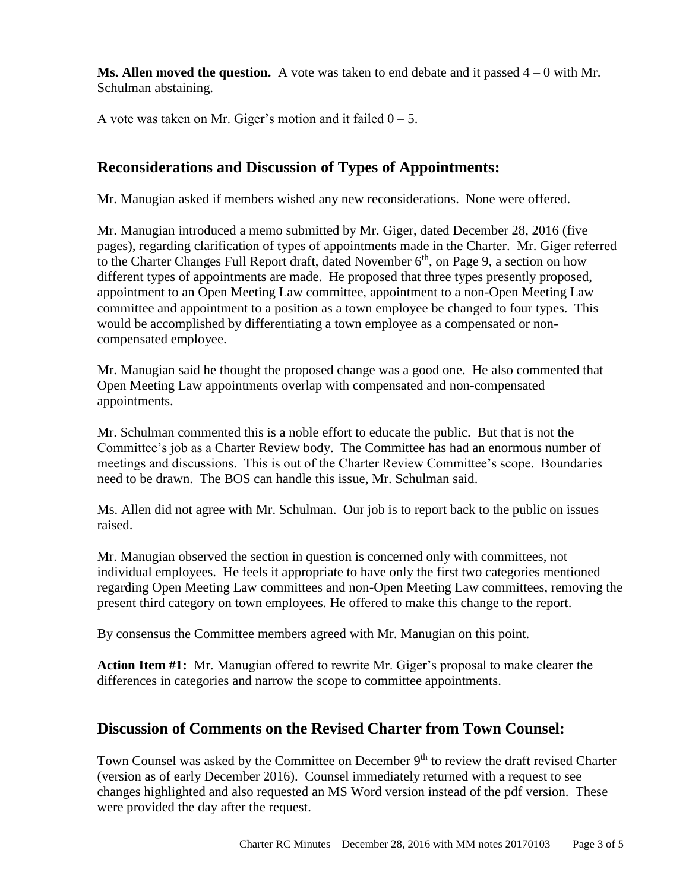**Ms. Allen moved the question.** A vote was taken to end debate and it passed 4 – 0 with Mr. Schulman abstaining.

A vote was taken on Mr. Giger's motion and it failed 0 – 5.

## Reconsiderations and Discussion of Types of Appointments:

Mr. Manugian asked if members wished any new reconsiderations. None were offered.

Mr. Manugian introduced a memo submitted by Mr. Giger, dated December 28, 2016 (five pages), regarding clarification of types of appointments made in the Charter. Mr. Giger referred to the Charter Changes Full Report draft, dated November 6th, on Page 9, a section on how different types of appointments are made. He proposed that three types presently proposed, appointment to an Open Meeting Law committee, appointment to a non-Open Meeting Law committee and appointment to a position as a town employee be changed to four types. This would be accomplished by differentiating a town employee as a compensated or non-compensated employee.

Mr. Manugian said he thought the proposed change was a good one. He also commented that Open Meeting Law appointments overlap with compensated and non-compensated appointments.

Mr. Schulman commented this is a noble effort to educate the public. But that is not the Committee's job as a Charter Review body. The Committee has had an enormous number of meetings and discussions. This is out of the Charter Review Committee's scope. Boundaries need to be drawn. The BOS can handle this issue, Mr. Schulman said.

Ms. Allen did not agree with Mr. Schulman. Our job is to report back to the public on issues raised.

Mr. Manugian observed the section in question is concerned only with committees, not individual employees. He feels it appropriate to have only the first two categories mentioned regarding Open Meeting Law committees and non-Open Meeting Law committees, removing the present third category on town employees. He offered to make this change to the report.

By consensus the Committee members agreed with Mr. Manugian on this point.

**Action Item #1:** Mr. Manugian offered to rewrite Mr. Giger's proposal to make clearer the differences in categories and narrow the scope to committee appointments.

## Discussion of Comments on the Revised Charter from Town Counsel:

Town Counsel was asked by the Committee on December 9th to review the draft revised Charter (version as of early December 2016). Counsel immediately returned with a request to see changes highlighted and also requested an MS Word version instead of the pdf version. These were provided the day after the request.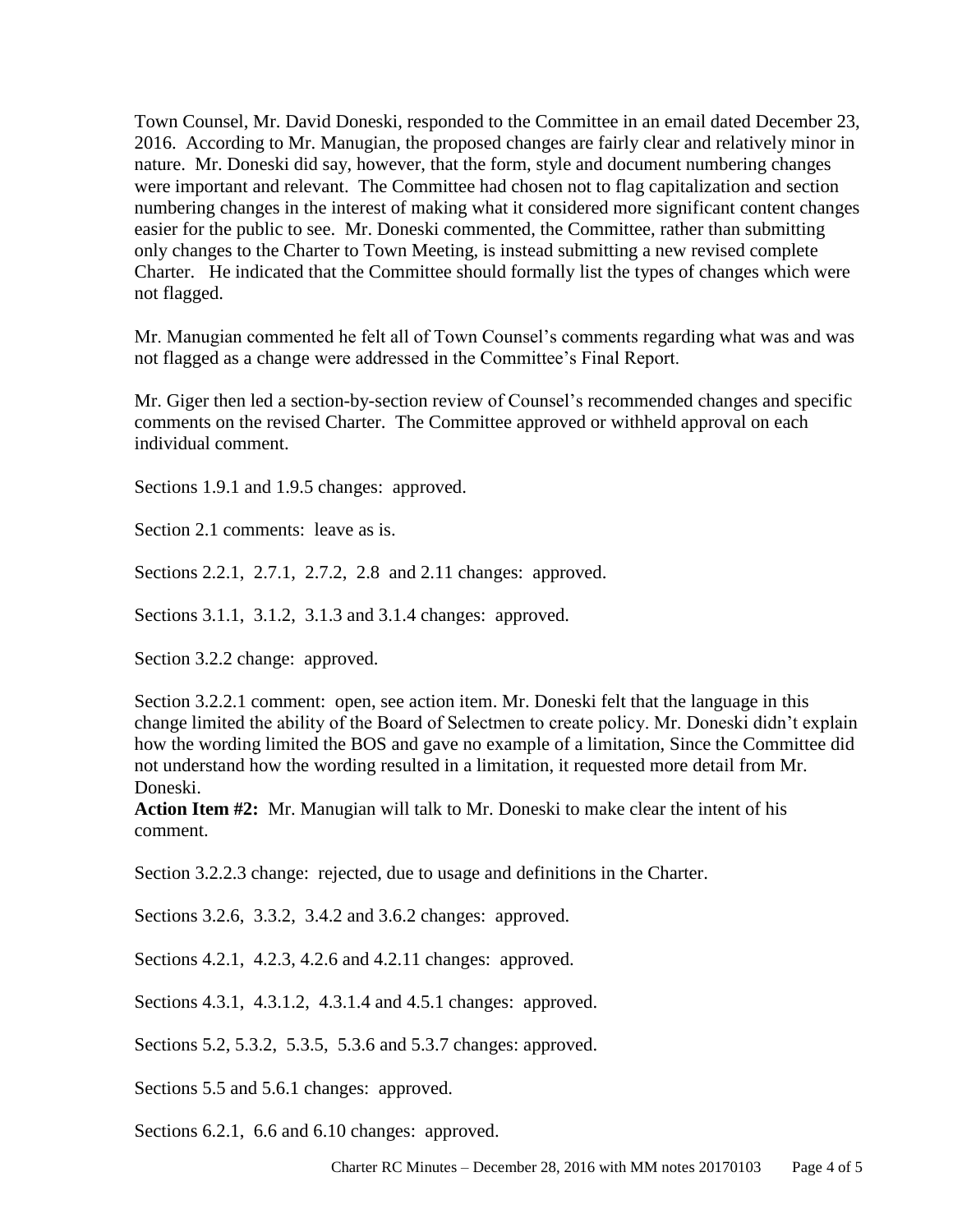Town Counsel, Mr. David Doneski, responded to the Committee in an email dated December 23, 2016. According to Mr. Manugian, however, the proposed changes are fairly clear and relatively minor in nature. Mr. Doneski did say, however, that the form, style and document numbering changes were important and relevant. The Committee had chosen not to flag capitalization and section numbering changes in the interest of making what it considered more significant content changes easier for the public to see. Mr. Doneski commented, the Committee, rather than submitting only changes to the Charter to Town Meeting, is instead submitting a new revised complete Charter. He indicated that the Committee should formally list the types of changes which were not flagged.

Mr. Manugian commented he felt all of Town Counsel's comments regarding what was and was not flagged as a change were addressed in the Committee's Final Report.

Mr. Giger then led a section-by-section review of Counsel's recommended changes and specific comments on the revised Charter. The Committee approved or withheld approval on each individual comment.

Sections 1.9.1 and 1.9.5 changes: approved.

Section 2.1 comments: leave as is.

Sections 2.2.1, 2.7.1, 2.7.2, 2.8 and 2.11 changes: approved.

Sections 3.1.1, 3.1.2, 3.1.3 and 3.1.4 changes: approved.

Section 3.2.2 change: approved.

Section 3.2.2.1 comment: open, see action item. Mr. Doneski felt that the language in this change limited the ability of the Board of Selectmen to create policy. Mr. Doneski didn't explain how the wording limited the BOS and gave no example of a limitation, Since the Committee did not understand how the wording resulted in a limitation, it requested more detail from Mr. Doneski.
**Action Item #2:** Mr. Manugian will talk to Mr. Doneski to make clear the intent of his comment.

Section 3.2.2.3 change: rejected, due to usage and definitions in the Charter.

Sections 3.2.6, 3.3.2, 3.4.2 and 3.6.2 changes: approved.

Sections 4.2.1, 4.2.3, 4.2.6 and 4.2.11 changes: approved.

Sections 4.3.1, 4.3.1.2, 4.3.1.4 and 4.5.1 changes: approved.

Sections 5.2, 5.3.2, 5.3.5, 5.3.6 and 5.3.7 changes: approved.

Sections 5.5 and 5.6.1 changes: approved.

Sections 6.2.1, 6.6 and 6.10 changes: approved.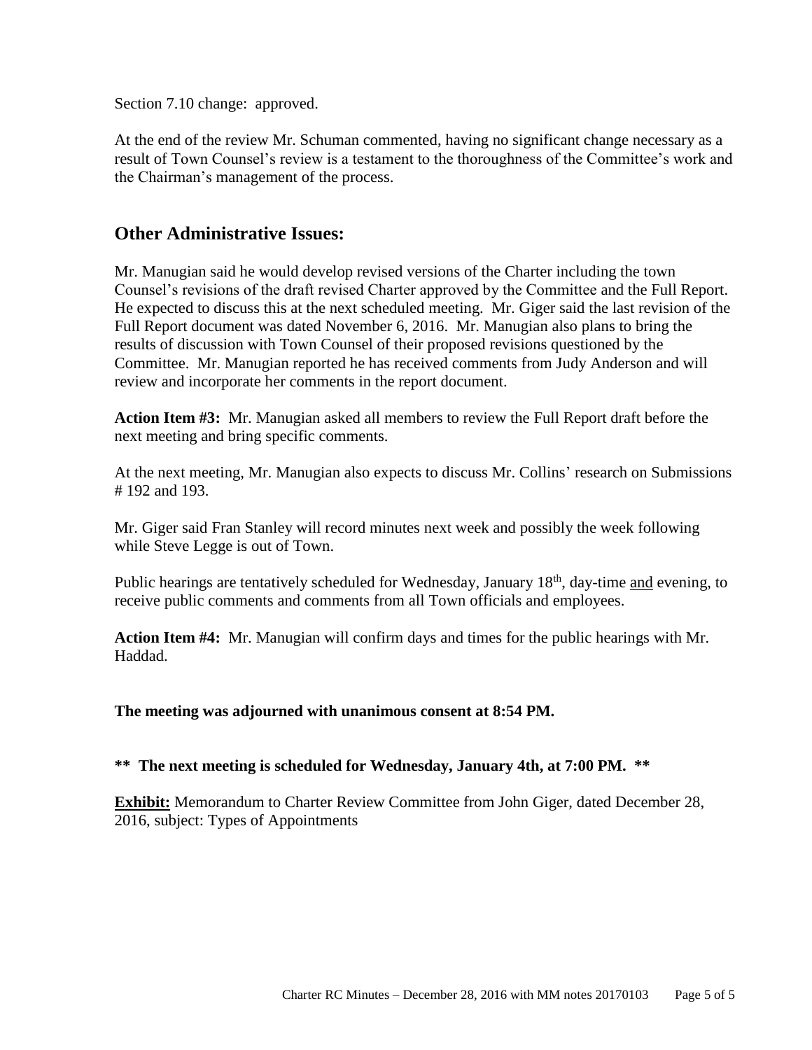Section 7.10 change: approved.

At the end of the review Mr. Schuman commented, having no significant change necessary as a result of Town Counsel's review is a testament to the thoroughness of the Committee's work and the Chairman's management of the process.

## Other Administrative Issues:

Mr. Manugian said he would develop revised versions of the Charter including the town Counsel's revisions of the draft revised Charter approved by the Committee and the Full Report. He expected to discuss this at the next scheduled meeting. Mr. Giger said the last revision of the Full Report document was dated November 6, 2016. Mr. Manugian also plans to bring the results of discussion with Town Counsel of their proposed revisions questioned by the Committee. Mr. Manugian reported he has received comments from Judy Anderson and will review and incorporate her comments in the report document.

**Action Item #3:** Mr. Manugian asked all members to review the Full Report draft before the next meeting and bring specific comments.

At the next meeting, Mr. Manugian also expects to discuss Mr. Collins' research on Submissions # 192 and 193.

Mr. Giger said Fran Stanley will record minutes next week and possibly the week following while Steve Legge is out of Town.

Public hearings are tentatively scheduled for Wednesday, January 18th, day-time <u>and</u> evening, to receive public comments and comments from all Town officials and employees.

**Action Item #4:** Mr. Manugian will confirm days and times for the public hearings with Mr. Haddad.

**The meeting was adjourned with unanimous consent at 8:54 PM.**

**\*\* The next meeting is scheduled for Wednesday, January 4th, at 7:00 PM. \*\***

**<u>Exhibit:</u>** Memorandum to Charter Review Committee from John Giger, dated December 28, 2016, subject: Types of Appointments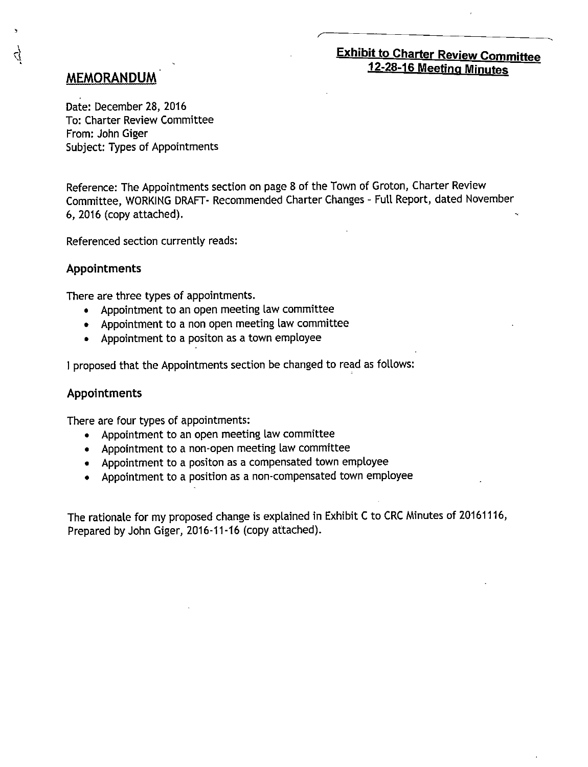**Exhibit to Charter Review Committee 12-28-16 Meeting Minutes**

# MEMORANDUM

Date: December 28, 2016
To: Charter Review Committee
From: John Giger
Subject: Types of Appointments

Reference: The Appointments section on page 8 of the Town of Groton, Charter Review Committee, WORKING DRAFT- Recommended Charter Changes - Full Report, dated November 6, 2016 (copy attached).

Referenced section currently reads:

## Appointments

There are three types of appointments.

- Appointment to an open meeting law committee
- Appointment to a non open meeting law committee
- Appointment to a positon as a town employee

I proposed that the Appointments section be changed to read as follows:

## Appointments

There are four types of appointments:

- Appointment to an open meeting law committee
- Appointment to a non-open meeting law committee
- Appointment to a positon as a compensated town employee
- Appointment to a position as a non-compensated town employee

The rationale for my proposed change is explained in Exhibit C to CRC Minutes of 20161116, Prepared by John Giger, 2016-11-16 (copy attached).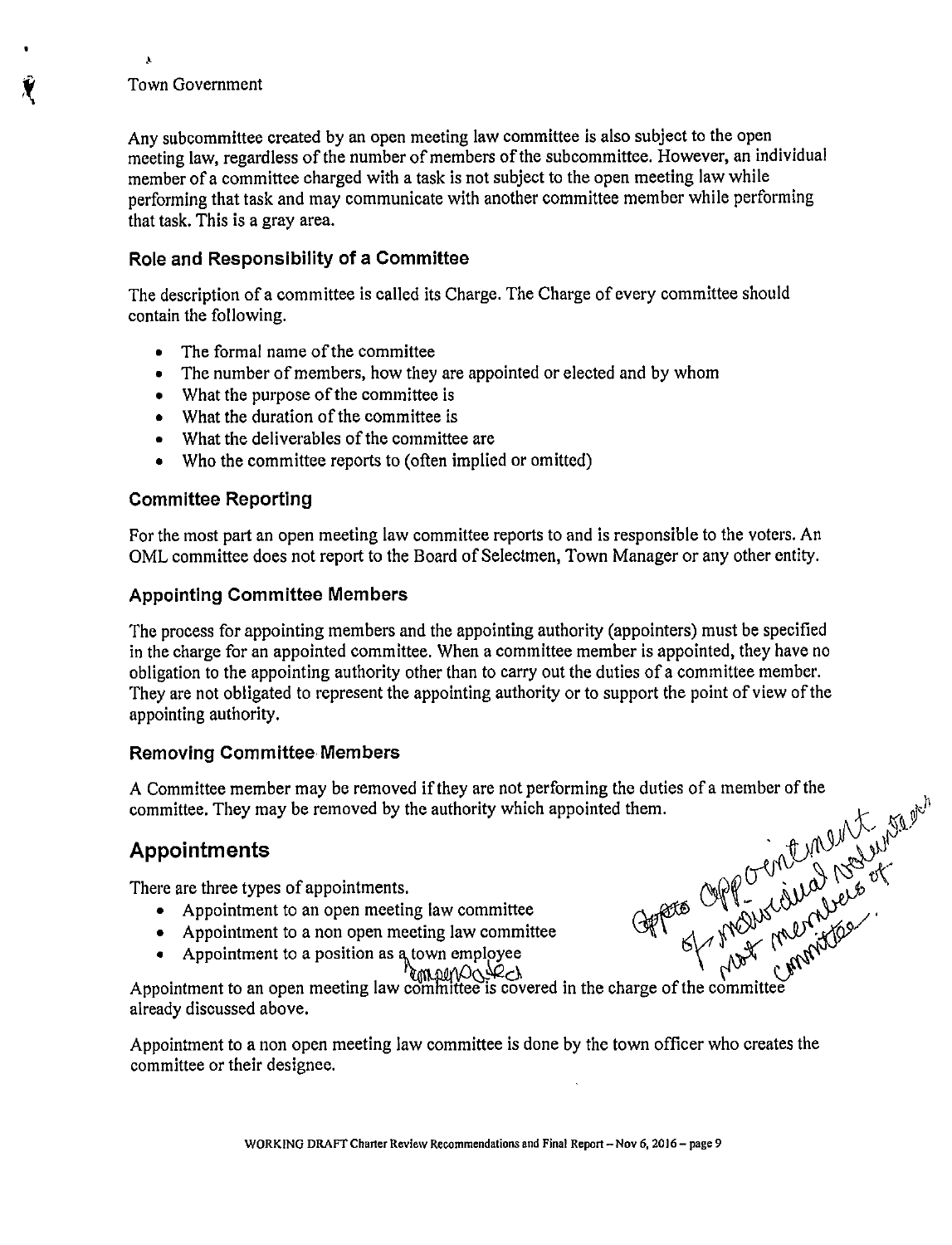Town Government

Any subcommittee created by an open meeting law committee is also subject to the open meeting law, regardless of the number of members of the subcommittee. However, an individual member of a committee charged with a task is not subject to the open meeting law while performing that task and may communicate with another committee member while performing that task. This is a gray area.

### Role and Responsibility of a Committee

The description of a committee is called its Charge. The Charge of every committee should contain the following.

- The formal name of the committee
- The number of members, how they are appointed or elected and by whom
- What the purpose of the committee is
- What the duration of the committee is
- What the deliverables of the committee are
- Who the committee reports to (often implied or omitted)

### Committee Reporting

For the most part an open meeting law committee reports to and is responsible to the voters. An OML committee does not report to the Board of Selectmen, Town Manager or any other entity.

### Appointing Committee Members

The process for appointing members and the appointing authority (appointers) must be specified in the charge for an appointed committee. When a committee member is appointed, they have no obligation to the appointing authority other than to carry out the duties of a committee member. They are not obligated to represent the appointing authority or to support the point of view of the appointing authority.

### Removing Committee Members

A Committee member may be removed if they are not performing the duties of a member of the committee. They may be removed by the authority which appointed them.

## Appointments

There are three types of appointments.

- Appointment to an open meeting law committee
- Appointment to a non open meeting law committee
- Appointment to a position as a compensated town employee

Appointment of individual volunteers not members of committee.

Appointment to an open meeting law committee is covered in the charge of the committee already discussed above.

Appointment to a non open meeting law committee is done by the town officer who creates the committee or their designee.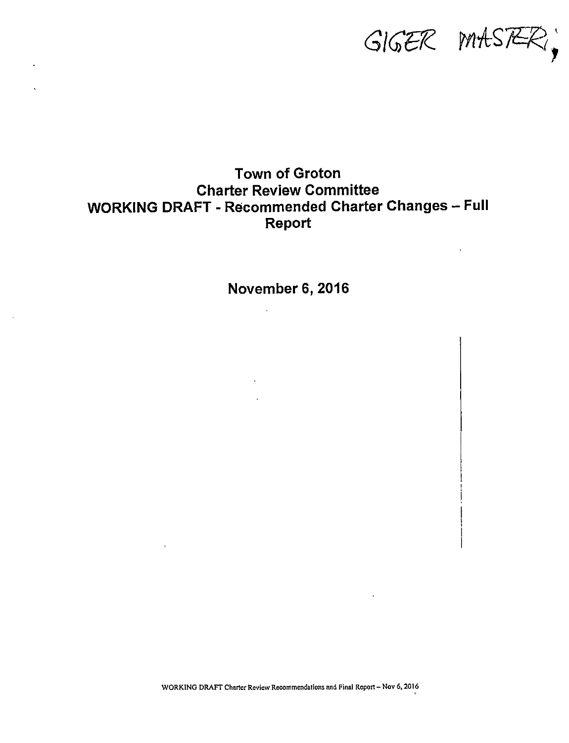GIGER MASTER;

# Town of Groton
# Charter Review Committee
# WORKING DRAFT - Recommended Charter Changes – Full Report

## November 6, 2016

WORKING DRAFT Charter Review Recommendations and Final Report – Nov 6, 2016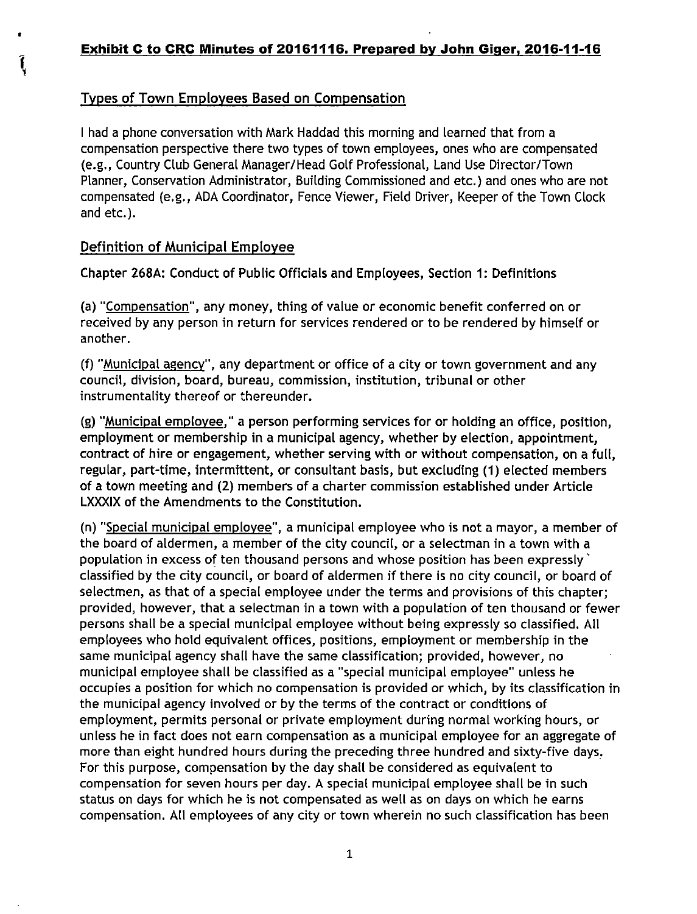**Exhibit C to CRC Minutes of 20161116. Prepared by John Giger, 2016-11-16**

## Types of Town Employees Based on Compensation

I had a phone conversation with Mark Haddad this morning and learned that from a compensation perspective there two types of town employees, ones who are compensated (e.g., Country Club General Manager/Head Golf Professional, Land Use Director/Town Planner, Conservation Administrator, Building Commissioned and etc.) and ones who are not compensated (e.g., ADA Coordinator, Fence Viewer, Field Driver, Keeper of the Town Clock and etc.).

## Definition of Municipal Employee

Chapter 268A: Conduct of Public Officials and Employees, Section 1: Definitions

(a) "Compensation", any money, thing of value or economic benefit conferred on or received by any person in return for services rendered or to be rendered by himself or another.

(f) "Municipal agency", any department or office of a city or town government and any council, division, board, bureau, commission, institution, tribunal or other instrumentality thereof or thereunder.

(g) "Municipal employee," a person performing services for or holding an office, position, employment or membership in a municipal agency, whether by election, appointment, contract of hire or engagement, whether serving with or without compensation, on a full, regular, part-time, intermittent, or consultant basis, but excluding (1) elected members of a town meeting and (2) members of a charter commission established under Article LXXXIX of the Amendments to the Constitution.

(n) "Special municipal employee", a municipal employee who is not a mayor, a member of the board of aldermen, a member of the city council, or a selectman in a town with a population in excess of ten thousand persons and whose position has been expressly classified by the city council, or board of aldermen if there is no city council, or board of selectmen, as that of a special employee under the terms and provisions of this chapter; provided, however, that a selectman in a town with a population of ten thousand or fewer persons shall be a special municipal employee without being expressly so classified. All employees who hold equivalent offices, positions, employment or membership in the same municipal agency shall have the same classification; provided, however, no municipal employee shall be classified as a "special municipal employee" unless he occupies a position for which no compensation is provided or which, by its classification in the municipal agency involved or by the terms of the contract or conditions of employment, permits personal or private employment during normal working hours, or unless he in fact does not earn compensation as a municipal employee for an aggregate of more than eight hundred hours during the preceding three hundred and sixty-five days. For this purpose, compensation by the day shall be considered as equivalent to compensation for seven hours per day. A special municipal employee shall be in such status on days for which he is not compensated as well as on days on which he earns compensation. All employees of any city or town wherein no such classification has been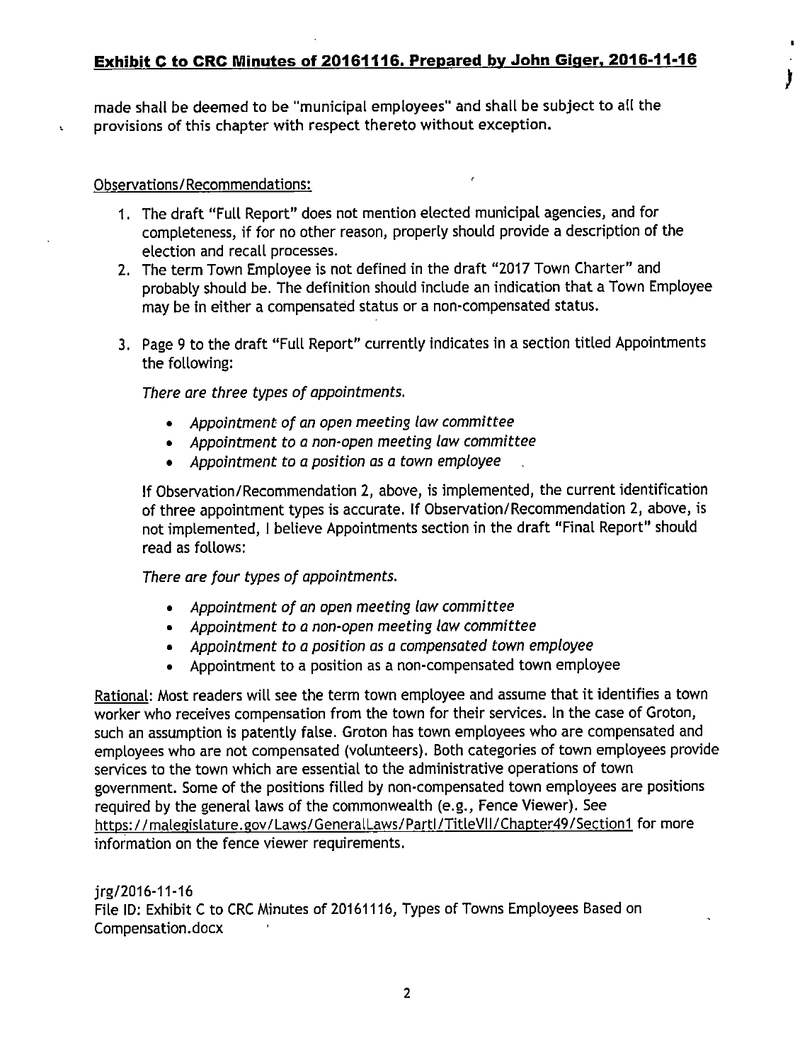made shall be deemed to be "municipal employees" and shall be subject to all the provisions of this chapter with respect thereto without exception.

Observations/Recommendations:

1. The draft "Full Report" does not mention elected municipal agencies, and for completeness, if for no other reason, properly should provide a description of the election and recall processes.
2. The term Town Employee is not defined in the draft "2017 Town Charter" and probably should be. The definition should include an indication that a Town Employee may be in either a compensated status or a non-compensated status.
3. Page 9 to the draft "Full Report" currently indicates in a section titled Appointments the following:

   *There are three types of appointments.*

   - *Appointment of an open meeting law committee*
   - *Appointment to a non-open meeting law committee*
   - *Appointment to a position as a town employee*

   If Observation/Recommendation 2, above, is implemented, the current identification of three appointment types is accurate. If Observation/Recommendation 2, above, is not implemented, I believe Appointments section in the draft "Final Report" should read as follows:

   *There are four types of appointments.*

   - *Appointment of an open meeting law committee*
   - *Appointment to a non-open meeting law committee*
   - *Appointment to a position as a compensated town employee*
   - Appointment to a position as a non-compensated town employee

Rational: Most readers will see the term town employee and assume that it identifies a town worker who receives compensation from the town for their services. In the case of Groton, such an assumption is patently false. Groton has town employees who are compensated and employees who are not compensated (volunteers). Both categories of town employees provide services to the town which are essential to the administrative operations of town government. Some of the positions filled by non-compensated town employees are positions required by the general laws of the commonwealth (e.g., Fence Viewer). See https://malegislature.gov/Laws/GeneralLaws/PartI/TitleVII/Chapter49/Section1 for more information on the fence viewer requirements.

jrg/2016-11-16
File ID: Exhibit C to CRC Minutes of 20161116, Types of Towns Employees Based on Compensation.docx